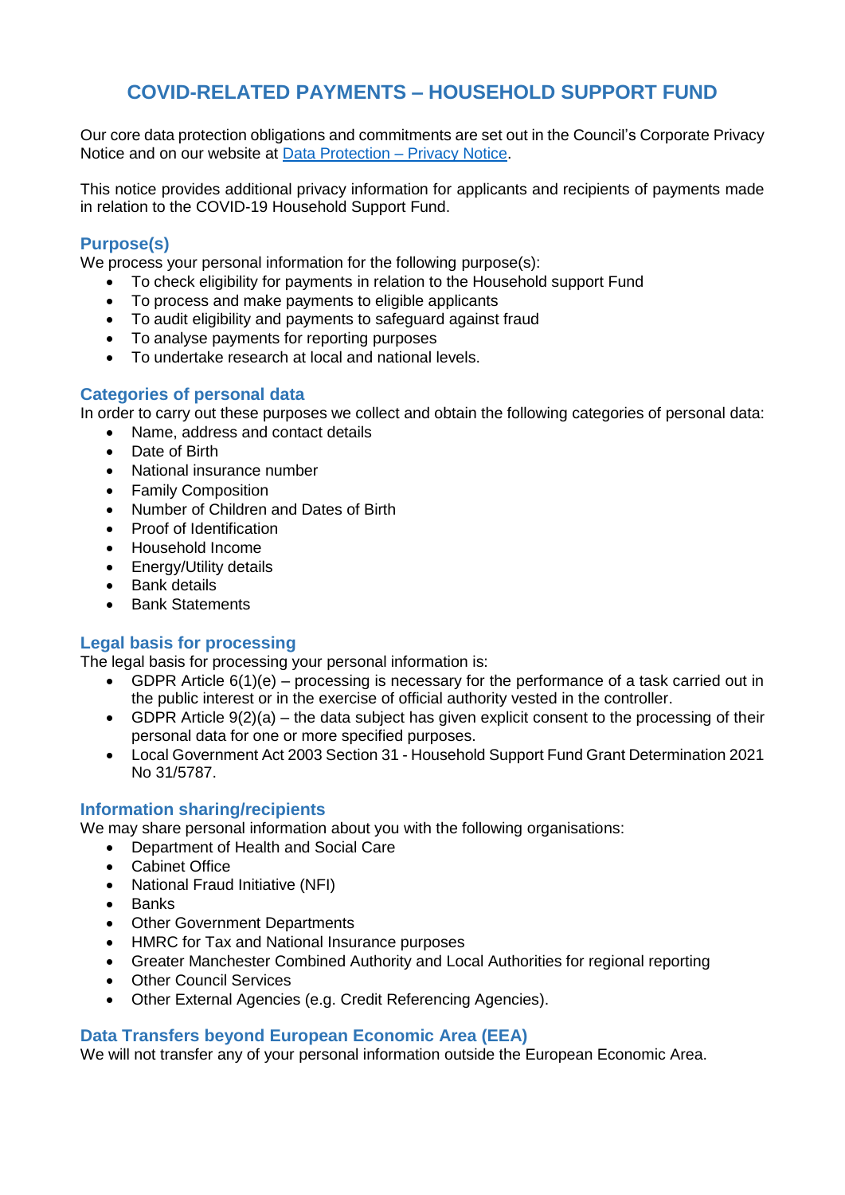# COVID-RELATED PAYMENTS – HOUSEHOLD SUPPORT FUND

Our core data protection obligations and commitments are set out in the Council's Corporate Privacy Notice and on our website at [Data Protection – Privacy Notice](#).

This notice provides additional privacy information for applicants and recipients of payments made in relation to the COVID-19 Household Support Fund.

## Purpose(s)

We process your personal information for the following purpose(s):

- To check eligibility for payments in relation to the Household support Fund
- To process and make payments to eligible applicants
- To audit eligibility and payments to safeguard against fraud
- To analyse payments for reporting purposes
- To undertake research at local and national levels.

## Categories of personal data

In order to carry out these purposes we collect and obtain the following categories of personal data:

- Name, address and contact details
- Date of Birth
- National insurance number
- Family Composition
- Number of Children and Dates of Birth
- Proof of Identification
- Household Income
- Energy/Utility details
- Bank details
- Bank Statements

## Legal basis for processing

The legal basis for processing your personal information is:

- GDPR Article 6(1)(e) – processing is necessary for the performance of a task carried out in the public interest or in the exercise of official authority vested in the controller.
- GDPR Article 9(2)(a) – the data subject has given explicit consent to the processing of their personal data for one or more specified purposes.
- Local Government Act 2003 Section 31 - Household Support Fund Grant Determination 2021 No 31/5787.

## Information sharing/recipients

We may share personal information about you with the following organisations:

- Department of Health and Social Care
- Cabinet Office
- National Fraud Initiative (NFI)
- Banks
- Other Government Departments
- HMRC for Tax and National Insurance purposes
- Greater Manchester Combined Authority and Local Authorities for regional reporting
- Other Council Services
- Other External Agencies (e.g. Credit Referencing Agencies).

## Data Transfers beyond European Economic Area (EEA)

We will not transfer any of your personal information outside the European Economic Area.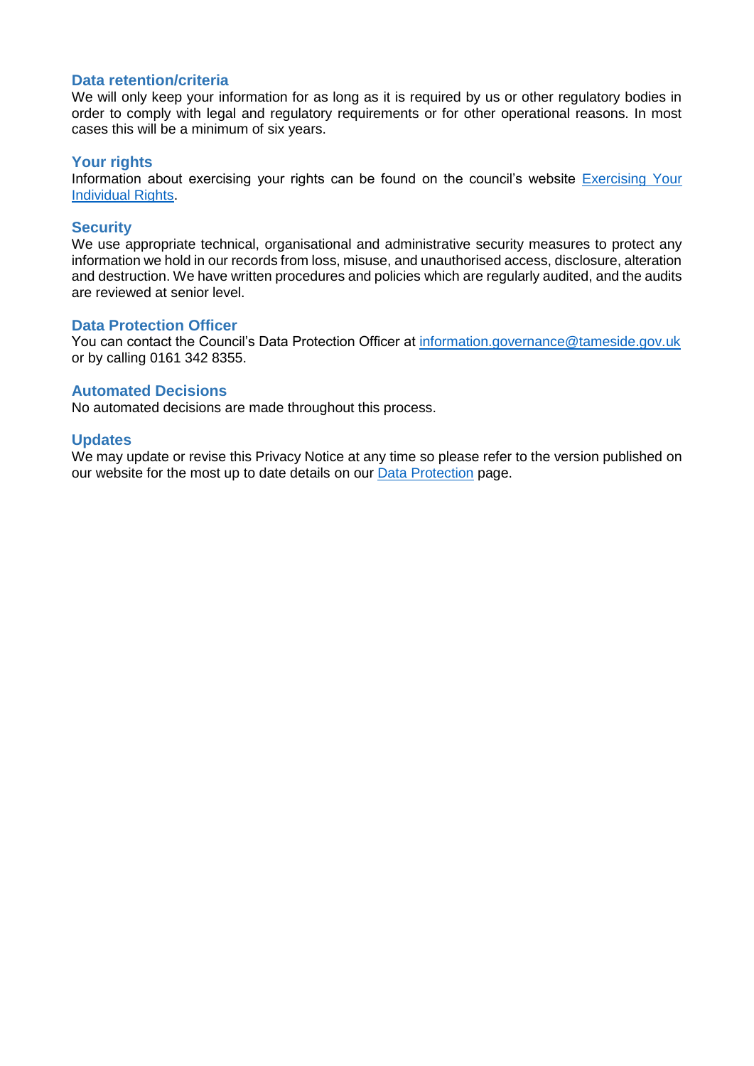## Data retention/criteria

We will only keep your information for as long as it is required by us or other regulatory bodies in order to comply with legal and regulatory requirements or for other operational reasons. In most cases this will be a minimum of six years.

## Your rights

Information about exercising your rights can be found on the council's website Exercising Your Individual Rights.

## Security

We use appropriate technical, organisational and administrative security measures to protect any information we hold in our records from loss, misuse, and unauthorised access, disclosure, alteration and destruction. We have written procedures and policies which are regularly audited, and the audits are reviewed at senior level.

## Data Protection Officer

You can contact the Council's Data Protection Officer at information.governance@tameside.gov.uk or by calling 0161 342 8355.

## Automated Decisions

No automated decisions are made throughout this process.

## Updates

We may update or revise this Privacy Notice at any time so please refer to the version published on our website for the most up to date details on our Data Protection page.